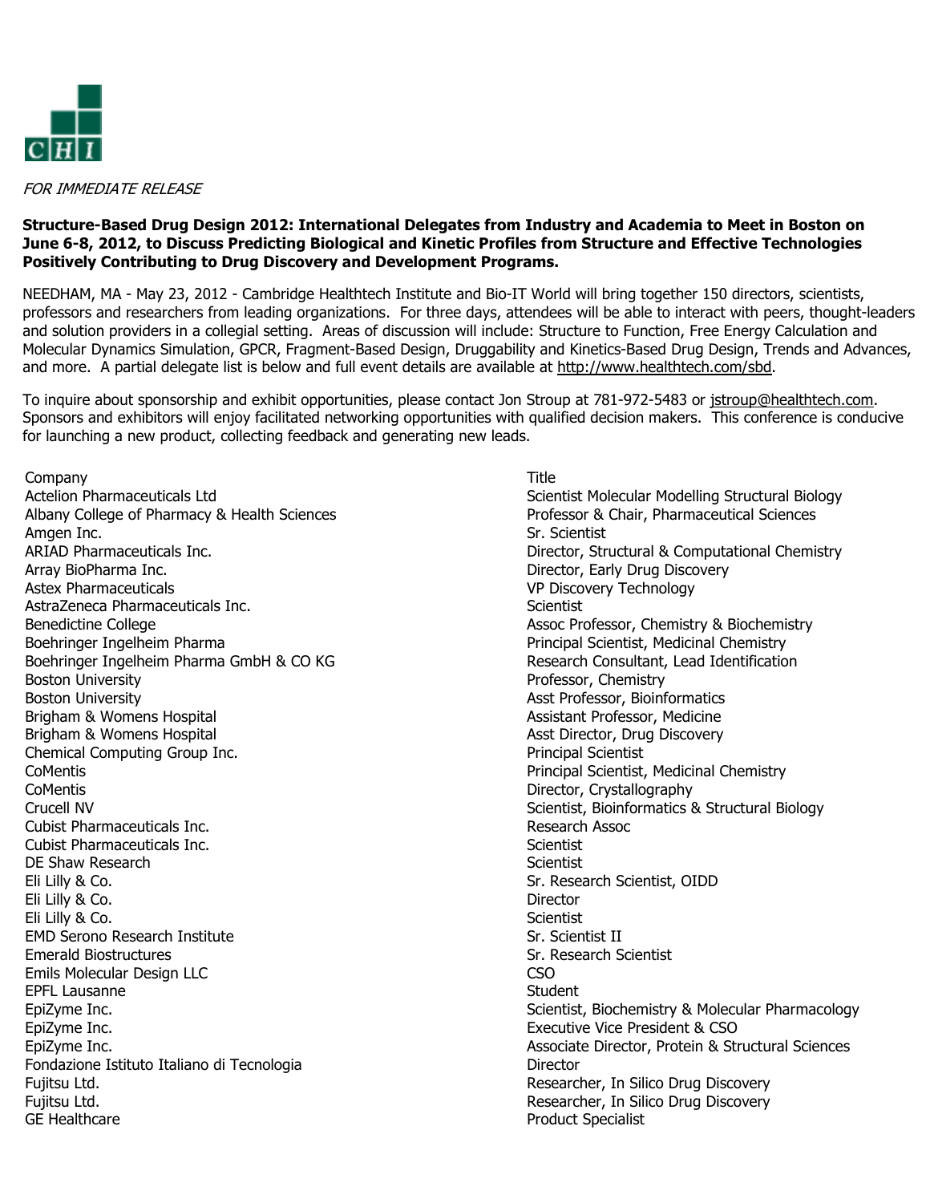*FOR IMMEDIATE RELEASE*

**Structure-Based Drug Design 2012: International Delegates from Industry and Academia to Meet in Boston on June 6-8, 2012, to Discuss Predicting Biological and Kinetic Profiles from Structure and Effective Technologies Positively Contributing to Drug Discovery and Development Programs.**

NEEDHAM, MA - May 23, 2012 - Cambridge Healthtech Institute and Bio-IT World will bring together 150 directors, scientists, professors and researchers from leading organizations. For three days, attendees will be able to interact with peers, thought-leaders and solution providers in a collegial setting. Areas of discussion will include: Structure to Function, Free Energy Calculation and Molecular Dynamics Simulation, GPCR, Fragment-Based Design, Druggability and Kinetics-Based Drug Design, Trends and Advances, and more. A partial delegate list is below and full event details are available at http://www.healthtech.com/sbd.

To inquire about sponsorship and exhibit opportunities, please contact Jon Stroup at 781-972-5483 or jstroup@healthtech.com. Sponsors and exhibitors will enjoy facilitated networking opportunities with qualified decision makers. This conference is conducive for launching a new product, collecting feedback and generating new leads.

| Company | Title |
| --- | --- |
| Actelion Pharmaceuticals Ltd | Scientist Molecular Modelling Structural Biology |
| Albany College of Pharmacy & Health Sciences | Professor & Chair, Pharmaceutical Sciences |
| Amgen Inc. | Sr. Scientist |
| ARIAD Pharmaceuticals Inc. | Director, Structural & Computational Chemistry |
| Array BioPharma Inc. | Director, Early Drug Discovery |
| Astex Pharmaceuticals | VP Discovery Technology |
| AstraZeneca Pharmaceuticals Inc. | Scientist |
| Benedictine College | Assoc Professor, Chemistry & Biochemistry |
| Boehringer Ingelheim Pharma | Principal Scientist, Medicinal Chemistry |
| Boehringer Ingelheim Pharma GmbH & CO KG | Research Consultant, Lead Identification |
| Boston University | Professor, Chemistry |
| Boston University | Asst Professor, Bioinformatics |
| Brigham & Womens Hospital | Assistant Professor, Medicine |
| Brigham & Womens Hospital | Asst Director, Drug Discovery |
| Chemical Computing Group Inc. | Principal Scientist |
| CoMentis | Principal Scientist, Medicinal Chemistry |
| CoMentis | Director, Crystallography |
| Crucell NV | Scientist, Bioinformatics & Structural Biology |
| Cubist Pharmaceuticals Inc. | Research Assoc |
| Cubist Pharmaceuticals Inc. | Scientist |
| DE Shaw Research | Scientist |
| Eli Lilly & Co. | Sr. Research Scientist, OIDD |
| Eli Lilly & Co. | Director |
| Eli Lilly & Co. | Scientist |
| EMD Serono Research Institute | Sr. Scientist II |
| Emerald Biostructures | Sr. Research Scientist |
| Emils Molecular Design LLC | CSO |
| EPFL Lausanne | Student |
| EpiZyme Inc. | Scientist, Biochemistry & Molecular Pharmacology |
| EpiZyme Inc. | Executive Vice President & CSO |
| EpiZyme Inc. | Associate Director, Protein & Structural Sciences |
| Fondazione Istituto Italiano di Tecnologia | Director |
| Fujitsu Ltd. | Researcher, In Silico Drug Discovery |
| Fujitsu Ltd. | Researcher, In Silico Drug Discovery |
| GE Healthcare | Product Specialist |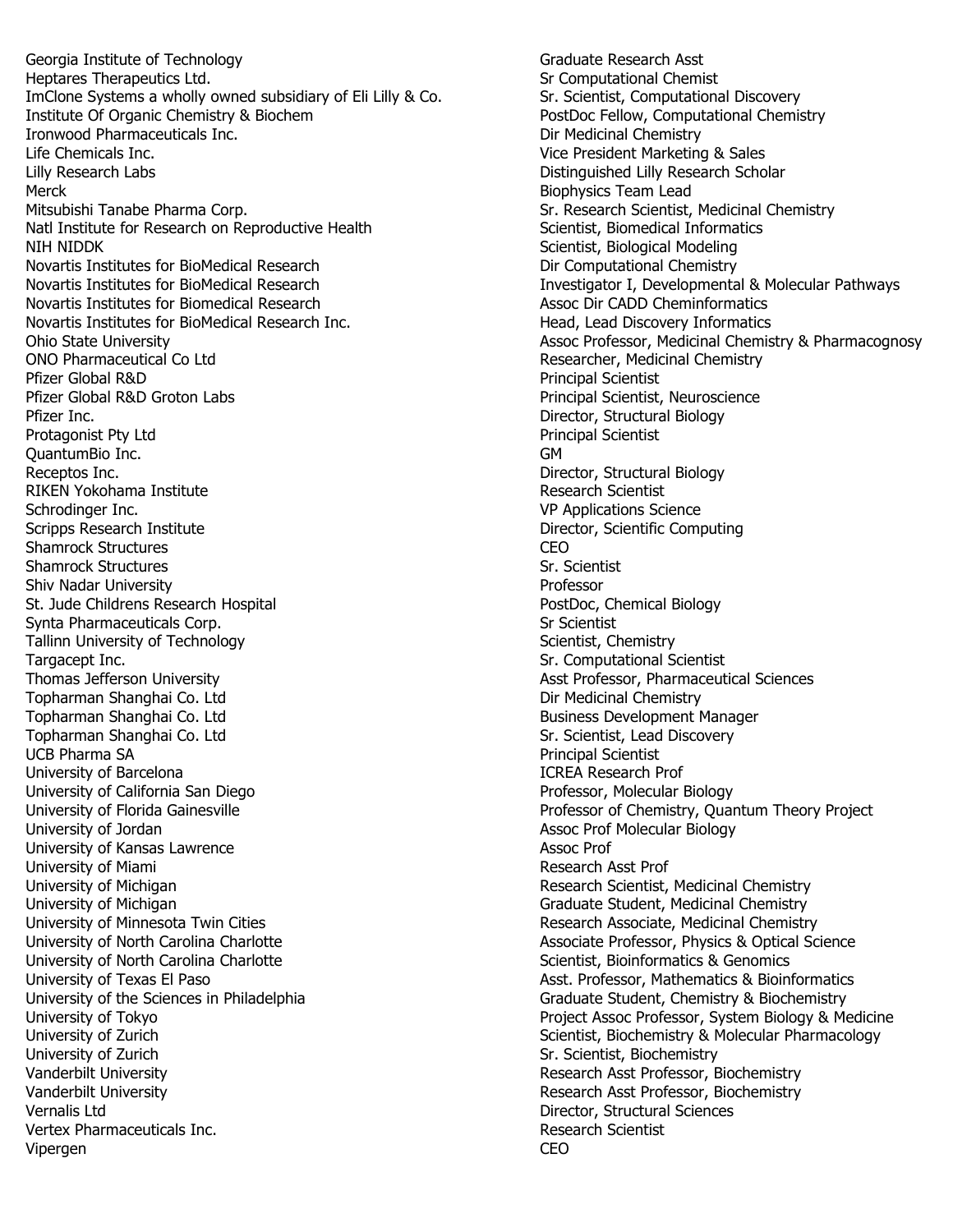| | |
|---|---|
| Georgia Institute of Technology | Graduate Research Asst |
| Heptares Therapeutics Ltd. | Sr Computational Chemist |
| ImClone Systems a wholly owned subsidiary of Eli Lilly & Co. | Sr. Scientist, Computational Discovery |
| Institute Of Organic Chemistry & Biochem | PostDoc Fellow, Computational Chemistry |
| Ironwood Pharmaceuticals Inc. | Dir Medicinal Chemistry |
| Life Chemicals Inc. | Vice President Marketing & Sales |
| Lilly Research Labs | Distinguished Lilly Research Scholar |
| Merck | Biophysics Team Lead |
| Mitsubishi Tanabe Pharma Corp. | Sr. Research Scientist, Medicinal Chemistry |
| Natl Institute for Research on Reproductive Health | Scientist, Biomedical Informatics |
| NIH NIDDK | Scientist, Biological Modeling |
| Novartis Institutes for BioMedical Research | Dir Computational Chemistry |
| Novartis Institutes for BioMedical Research | Investigator I, Developmental & Molecular Pathways |
| Novartis Institutes for Biomedical Research | Assoc Dir CADD Cheminformatics |
| Novartis Institutes for BioMedical Research Inc. | Head, Lead Discovery Informatics |
| Ohio State University | Assoc Professor, Medicinal Chemistry & Pharmacognosy |
| ONO Pharmaceutical Co Ltd | Researcher, Medicinal Chemistry |
| Pfizer Global R&D | Principal Scientist |
| Pfizer Global R&D Groton Labs | Principal Scientist, Neuroscience |
| Pfizer Inc. | Director, Structural Biology |
| Protagonist Pty Ltd | Principal Scientist |
| QuantumBio Inc. | GM |
| Receptos Inc. | Director, Structural Biology |
| RIKEN Yokohama Institute | Research Scientist |
| Schrodinger Inc. | VP Applications Science |
| Scripps Research Institute | Director, Scientific Computing |
| Shamrock Structures | CEO |
| Shamrock Structures | Sr. Scientist |
| Shiv Nadar University | Professor |
| St. Jude Childrens Research Hospital | PostDoc, Chemical Biology |
| Synta Pharmaceuticals Corp. | Sr Scientist |
| Tallinn University of Technology | Scientist, Chemistry |
| Targacept Inc. | Sr. Computational Scientist |
| Thomas Jefferson University | Asst Professor, Pharmaceutical Sciences |
| Topharman Shanghai Co. Ltd | Dir Medicinal Chemistry |
| Topharman Shanghai Co. Ltd | Business Development Manager |
| Topharman Shanghai Co. Ltd | Sr. Scientist, Lead Discovery |
| UCB Pharma SA | Principal Scientist |
| University of Barcelona | ICREA Research Prof |
| University of California San Diego | Professor, Molecular Biology |
| University of Florida Gainesville | Professor of Chemistry, Quantum Theory Project |
| University of Jordan | Assoc Prof Molecular Biology |
| University of Kansas Lawrence | Assoc Prof |
| University of Miami | Research Asst Prof |
| University of Michigan | Research Scientist, Medicinal Chemistry |
| University of Michigan | Graduate Student, Medicinal Chemistry |
| University of Minnesota Twin Cities | Research Associate, Medicinal Chemistry |
| University of North Carolina Charlotte | Associate Professor, Physics & Optical Science |
| University of North Carolina Charlotte | Scientist, Bioinformatics & Genomics |
| University of Texas El Paso | Asst. Professor, Mathematics & Bioinformatics |
| University of the Sciences in Philadelphia | Graduate Student, Chemistry & Biochemistry |
| University of Tokyo | Project Assoc Professor, System Biology & Medicine |
| University of Zurich | Scientist, Biochemistry & Molecular Pharmacology |
| University of Zurich | Sr. Scientist, Biochemistry |
| Vanderbilt University | Research Asst Professor, Biochemistry |
| Vanderbilt University | Research Asst Professor, Biochemistry |
| Vernalis Ltd | Director, Structural Sciences |
| Vertex Pharmaceuticals Inc. | Research Scientist |
| Vipergen | CEO |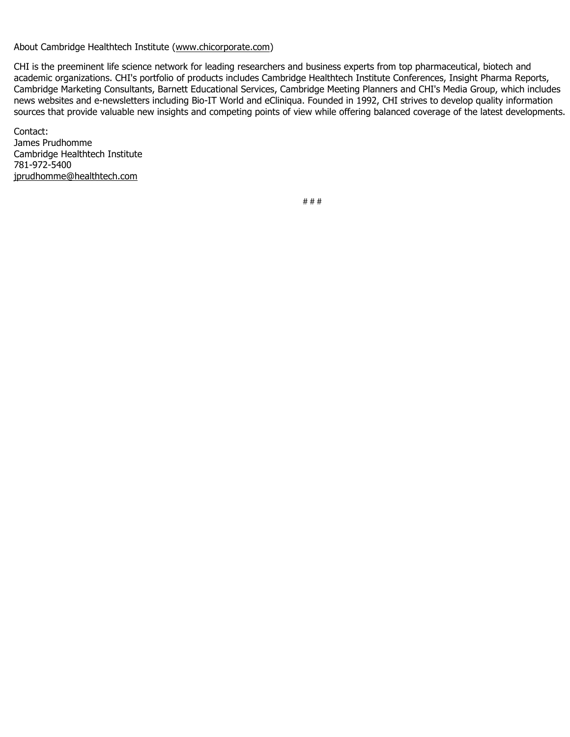About Cambridge Healthtech Institute (www.chicorporate.com)

CHI is the preeminent life science network for leading researchers and business experts from top pharmaceutical, biotech and academic organizations. CHI's portfolio of products includes Cambridge Healthtech Institute Conferences, Insight Pharma Reports, Cambridge Marketing Consultants, Barnett Educational Services, Cambridge Meeting Planners and CHI's Media Group, which includes news websites and e-newsletters including Bio-IT World and eCliniqua. Founded in 1992, CHI strives to develop quality information sources that provide valuable new insights and competing points of view while offering balanced coverage of the latest developments.

Contact:  
James Prudhomme  
Cambridge Healthtech Institute  
781-972-5400  
jprudhomme@healthtech.com

# # #